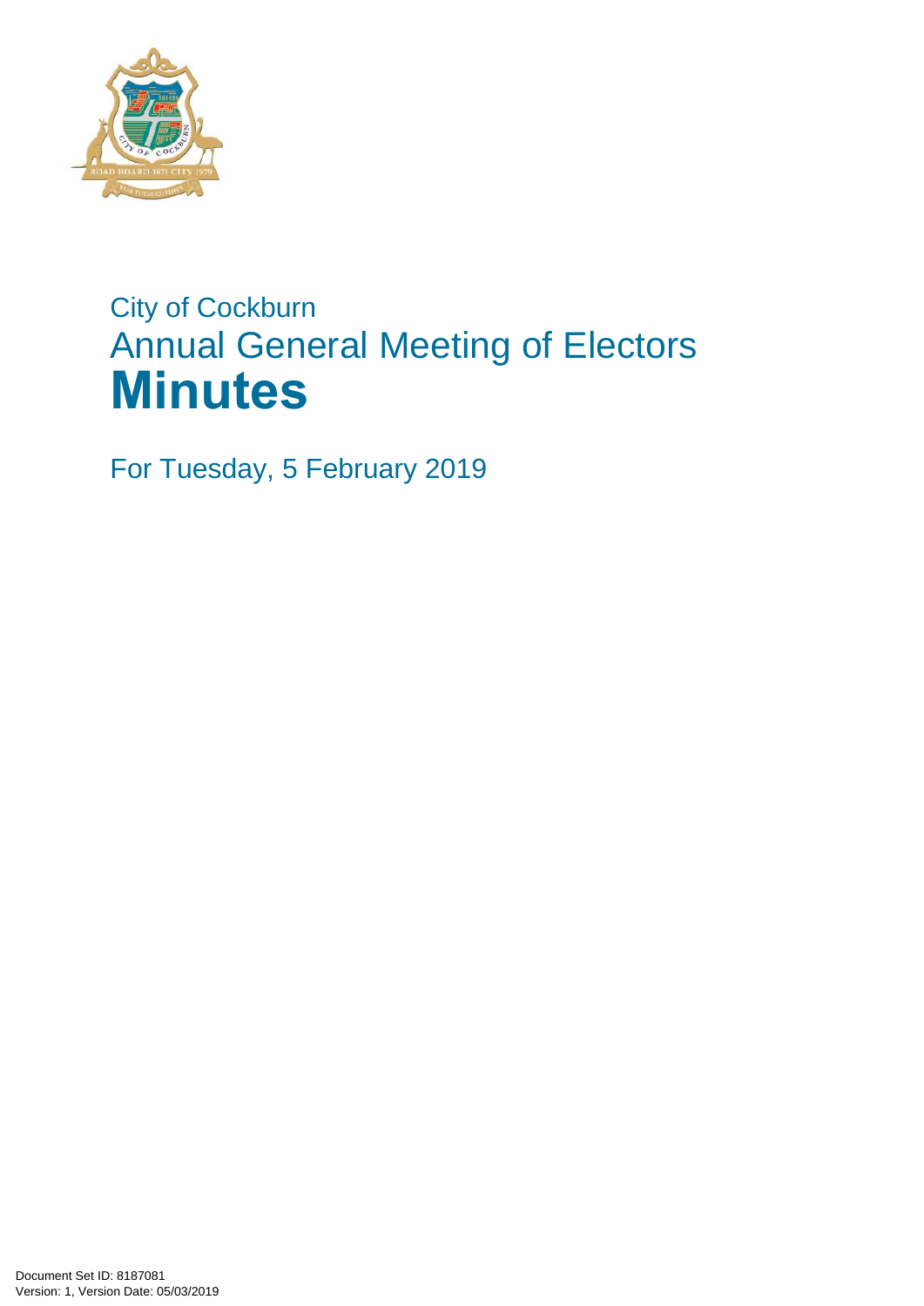# City of Cockburn

# Annual General Meeting of Electors

# **Minutes**

For Tuesday, 5 February 2019

Document Set ID: 8187081
Version: 1, Version Date: 05/03/2019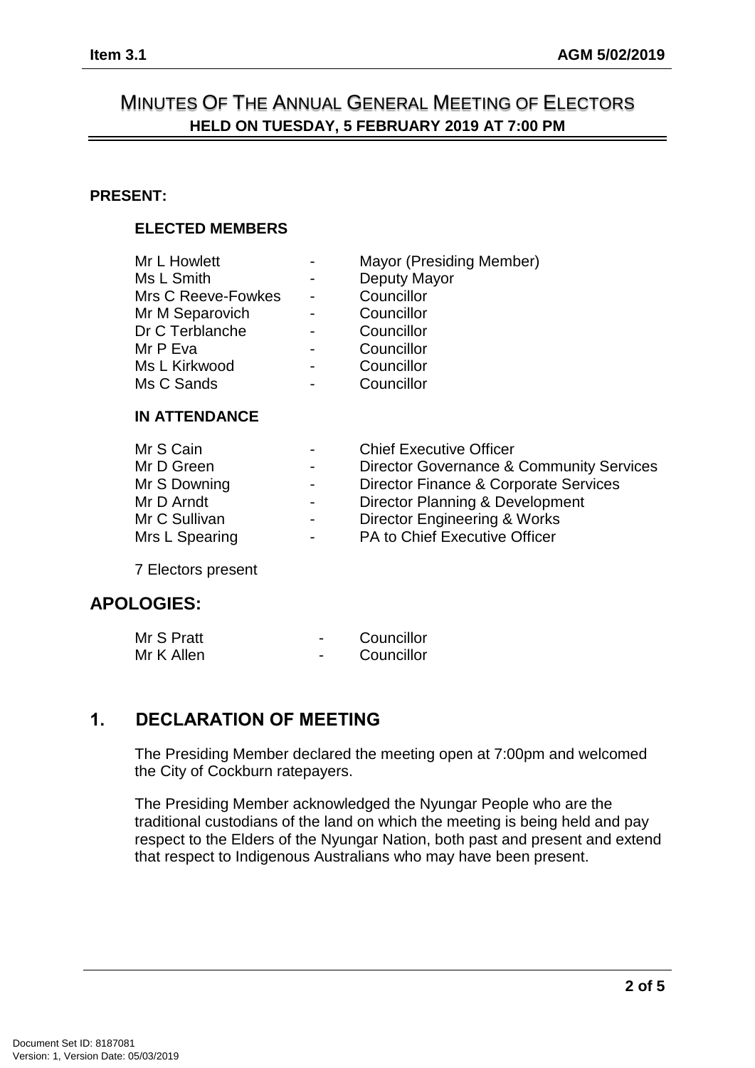# MINUTES OF THE ANNUAL GENERAL MEETING OF ELECTORS
## HELD ON TUESDAY, 5 FEBRUARY 2019 AT 7:00 PM

**PRESENT:**

**ELECTED MEMBERS**

| | | |
|---|---|---|
| Mr L Howlett | - | Mayor (Presiding Member) |
| Ms L Smith | - | Deputy Mayor |
| Mrs C Reeve-Fowkes | - | Councillor |
| Mr M Separovich | - | Councillor |
| Dr C Terblanche | - | Councillor |
| Mr P Eva | - | Councillor |
| Ms L Kirkwood | - | Councillor |
| Ms C Sands | - | Councillor |

**IN ATTENDANCE**

| | | |
|---|---|---|
| Mr S Cain | - | Chief Executive Officer |
| Mr D Green | - | Director Governance & Community Services |
| Mr S Downing | - | Director Finance & Corporate Services |
| Mr D Arndt | - | Director Planning & Development |
| Mr C Sullivan | - | Director Engineering & Works |
| Mrs L Spearing | - | PA to Chief Executive Officer |

7 Electors present

## APOLOGIES:

| | | |
|---|---|---|
| Mr S Pratt | - | Councillor |
| Mr K Allen | - | Councillor |

## 1. DECLARATION OF MEETING

The Presiding Member declared the meeting open at 7:00pm and welcomed the City of Cockburn ratepayers.

The Presiding Member acknowledged the Nyungar People who are the traditional custodians of the land on which the meeting is being held and pay respect to the Elders of the Nyungar Nation, both past and present and extend that respect to Indigenous Australians who may have been present.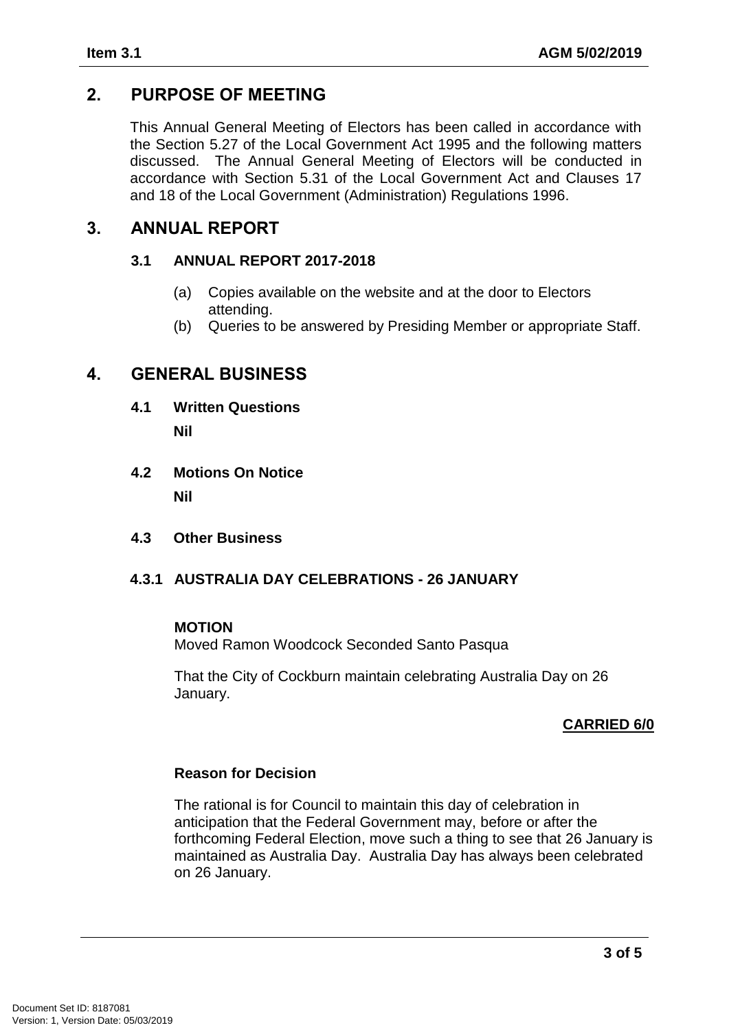## 2. PURPOSE OF MEETING

This Annual General Meeting of Electors has been called in accordance with the Section 5.27 of the Local Government Act 1995 and the following matters discussed. The Annual General Meeting of Electors will be conducted in accordance with Section 5.31 of the Local Government Act and Clauses 17 and 18 of the Local Government (Administration) Regulations 1996.

## 3. ANNUAL REPORT

### 3.1 ANNUAL REPORT 2017-2018

(a) Copies available on the website and at the door to Electors attending.
(b) Queries to be answered by Presiding Member or appropriate Staff.

## 4. GENERAL BUSINESS

### 4.1 Written Questions

**Nil**

### 4.2 Motions On Notice

**Nil**

### 4.3 Other Business

#### 4.3.1 AUSTRALIA DAY CELEBRATIONS - 26 JANUARY

**MOTION**
Moved Ramon Woodcock Seconded Santo Pasqua

That the City of Cockburn maintain celebrating Australia Day on 26 January.

**CARRIED 6/0**

**Reason for Decision**

The rational is for Council to maintain this day of celebration in anticipation that the Federal Government may, before or after the forthcoming Federal Election, move such a thing to see that 26 January is maintained as Australia Day. Australia Day has always been celebrated on 26 January.

Document Set ID: 8187081
Version: 1, Version Date: 05/03/2019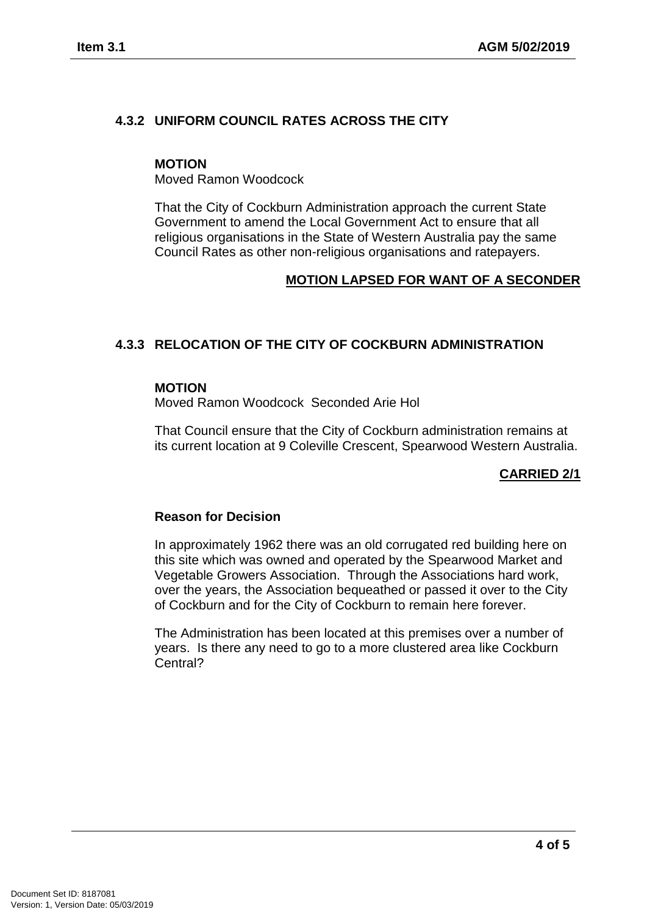### 4.3.2 UNIFORM COUNCIL RATES ACROSS THE CITY

**MOTION**

Moved Ramon Woodcock

That the City of Cockburn Administration approach the current State Government to amend the Local Government Act to ensure that all religious organisations in the State of Western Australia pay the same Council Rates as other non-religious organisations and ratepayers.

**MOTION LAPSED FOR WANT OF A SECONDER**

### 4.3.3 RELOCATION OF THE CITY OF COCKBURN ADMINISTRATION

**MOTION**

Moved Ramon Woodcock Seconded Arie Hol

That Council ensure that the City of Cockburn administration remains at its current location at 9 Coleville Crescent, Spearwood Western Australia.

**CARRIED 2/1**

**Reason for Decision**

In approximately 1962 there was an old corrugated red building here on this site which was owned and operated by the Spearwood Market and Vegetable Growers Association. Through the Associations hard work, over the years, the Association bequeathed or passed it over to the City of Cockburn and for the City of Cockburn to remain here forever.

The Administration has been located at this premises over a number of years. Is there any need to go to a more clustered area like Cockburn Central?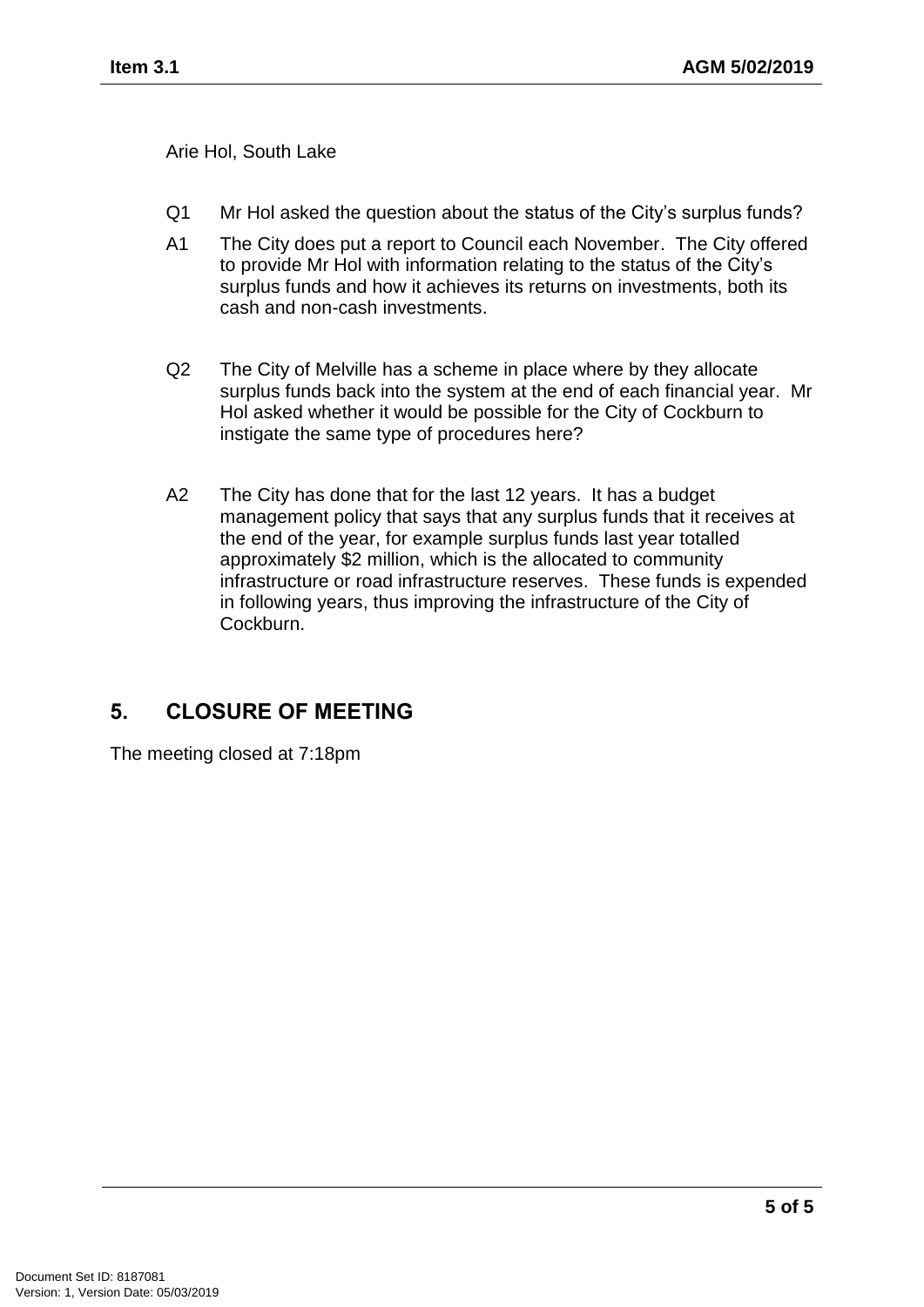Arie Hol, South Lake

Q1 Mr Hol asked the question about the status of the City's surplus funds?

A1 The City does put a report to Council each November. The City offered to provide Mr Hol with information relating to the status of the City's surplus funds and how it achieves its returns on investments, both its cash and non-cash investments.

Q2 The City of Melville has a scheme in place where by they allocate surplus funds back into the system at the end of each financial year. Mr Hol asked whether it would be possible for the City of Cockburn to instigate the same type of procedures here?

A2 The City has done that for the last 12 years. It has a budget management policy that says that any surplus funds that it receives at the end of the year, for example surplus funds last year totalled approximately $2 million, which is the allocated to community infrastructure or road infrastructure reserves. These funds is expended in following years, thus improving the infrastructure of the City of Cockburn.

## 5. CLOSURE OF MEETING

The meeting closed at 7:18pm

Document Set ID: 8187081
Version: 1, Version Date: 05/03/2019